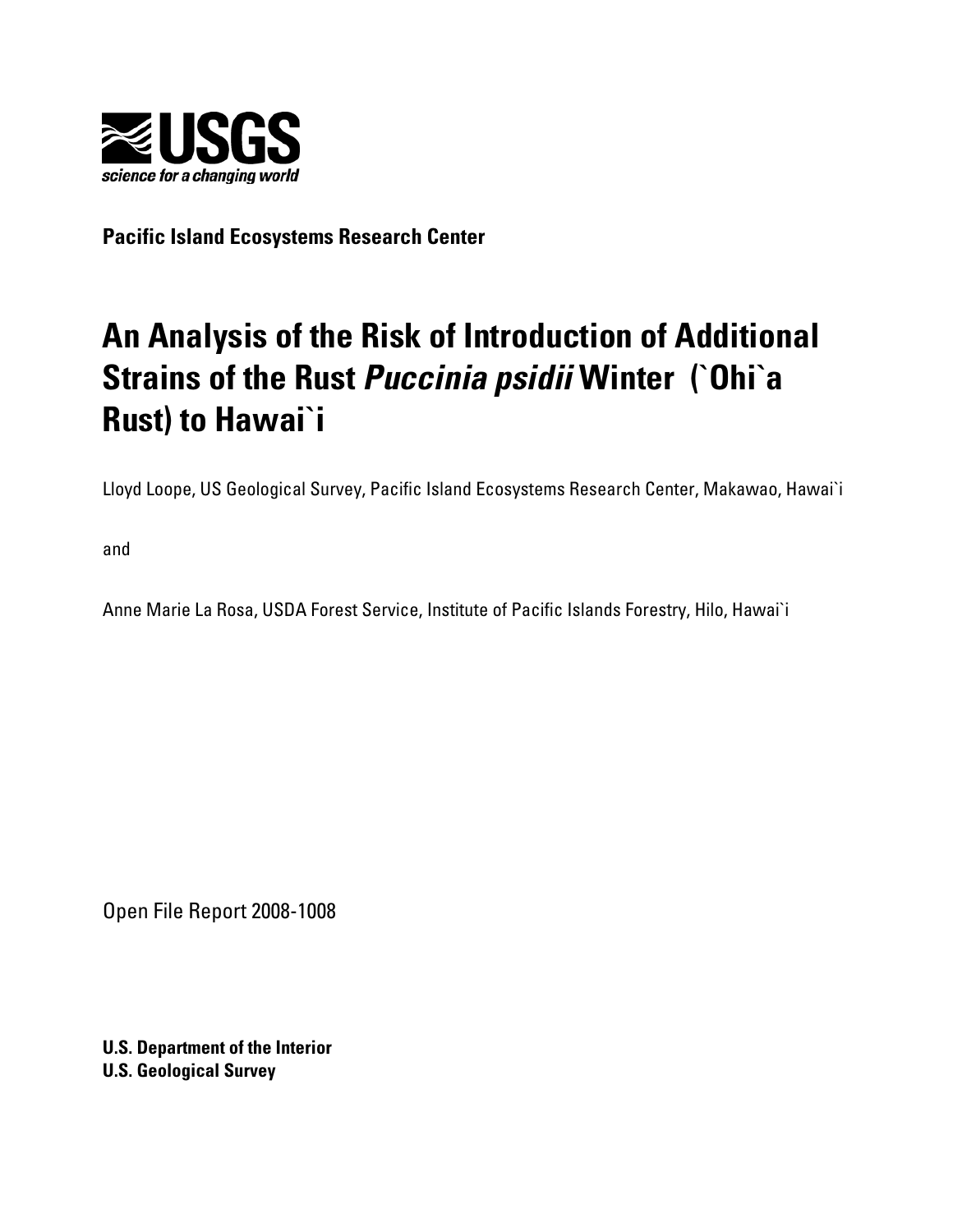**USGS**

*science for a changing world*

**Pacific Island Ecosystems Research Center**

# An Analysis of the Risk of Introduction of Additional Strains of the Rust *Puccinia psidii* Winter (`Ohi`a Rust) to Hawai`i

Lloyd Loope, US Geological Survey, Pacific Island Ecosystems Research Center, Makawao, Hawai`i

and

Anne Marie La Rosa, USDA Forest Service, Institute of Pacific Islands Forestry, Hilo, Hawai`i

Open File Report 2008-1008

**U.S. Department of the Interior**
**U.S. Geological Survey**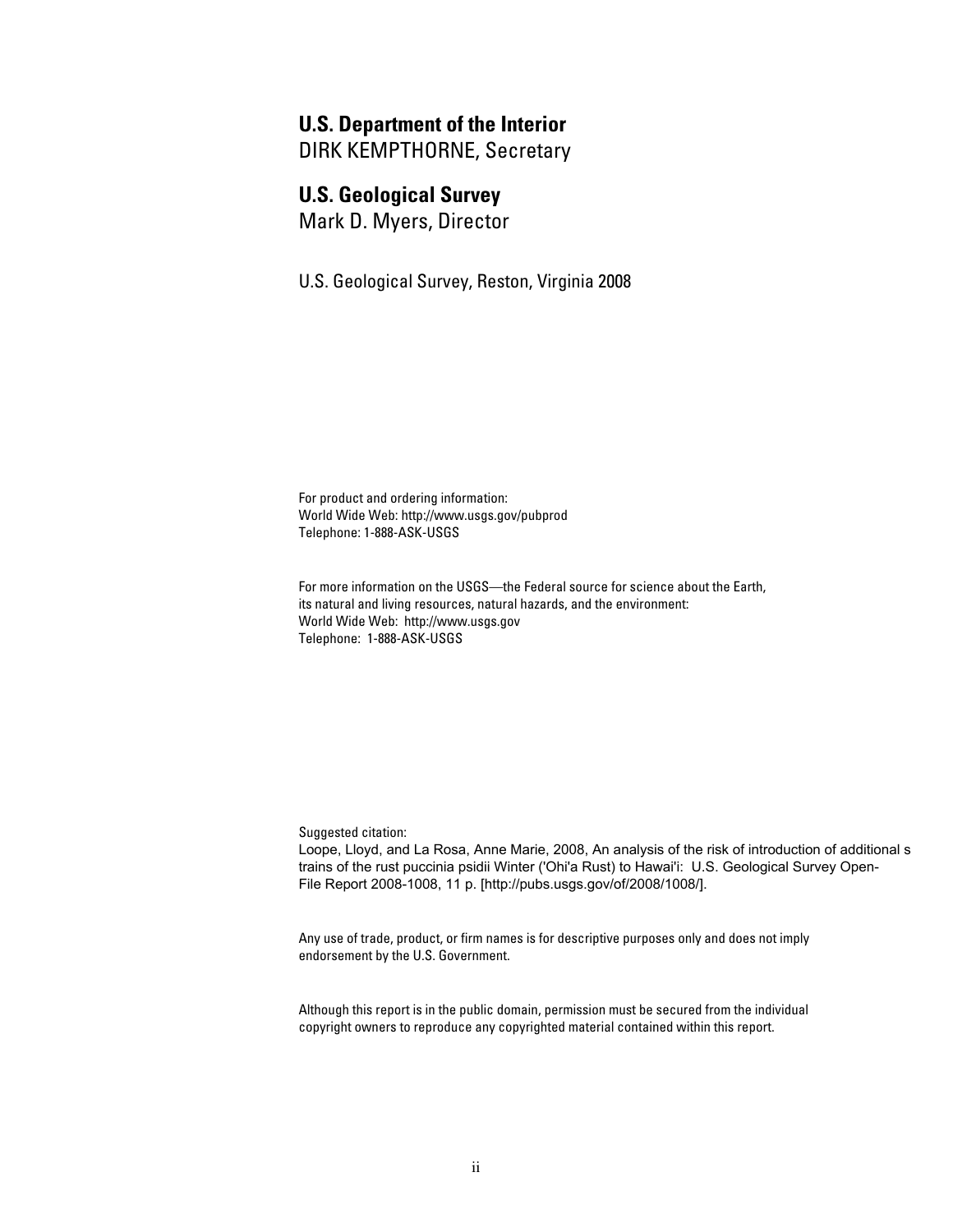**U.S. Department of the Interior**
DIRK KEMPTHORNE, Secretary

**U.S. Geological Survey**
Mark D. Myers, Director

U.S. Geological Survey, Reston, Virginia 2008

For product and ordering information:
World Wide Web: http://www.usgs.gov/pubprod
Telephone: 1-888-ASK-USGS

For more information on the USGS—the Federal source for science about the Earth,
its natural and living resources, natural hazards, and the environment:
World Wide Web: http://www.usgs.gov
Telephone: 1-888-ASK-USGS

Suggested citation:
Loope, Lloyd, and La Rosa, Anne Marie, 2008, An analysis of the risk of introduction of additional s trains of the rust puccinia psidii Winter ('Ohi'a Rust) to Hawai'i: U.S. Geological Survey Open-File Report 2008-1008, 11 p. [http://pubs.usgs.gov/of/2008/1008/].

Any use of trade, product, or firm names is for descriptive purposes only and does not imply endorsement by the U.S. Government.

Although this report is in the public domain, permission must be secured from the individual copyright owners to reproduce any copyrighted material contained within this report.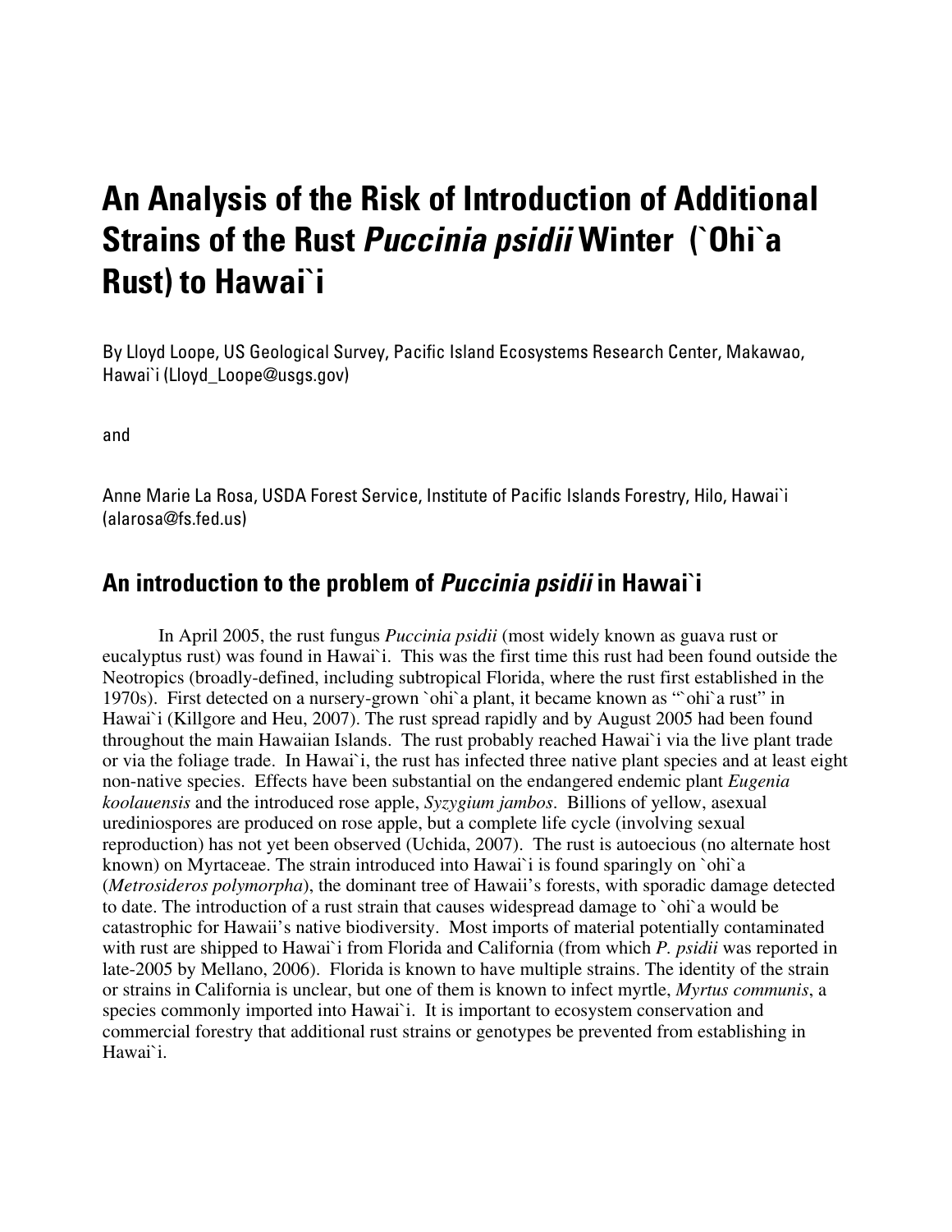# An Analysis of the Risk of Introduction of Additional Strains of the Rust *Puccinia psidii* Winter (`Ohi`a Rust) to Hawai`i

By Lloyd Loope, US Geological Survey, Pacific Island Ecosystems Research Center, Makawao, Hawai`i (Lloyd_Loope@usgs.gov)

and

Anne Marie La Rosa, USDA Forest Service, Institute of Pacific Islands Forestry, Hilo, Hawai`i (alarosa@fs.fed.us)

## An introduction to the problem of *Puccinia psidii* in Hawai`i

In April 2005, the rust fungus *Puccinia psidii* (most widely known as guava rust or eucalyptus rust) was found in Hawai`i. This was the first time this rust had been found outside the Neotropics (broadly-defined, including subtropical Florida, where the rust first established in the 1970s). First detected on a nursery-grown `ohi`a plant, it became known as "`ohi`a rust" in Hawai`i (Killgore and Heu, 2007). The rust spread rapidly and by August 2005 had been found throughout the main Hawaiian Islands. The rust probably reached Hawai`i via the live plant trade or via the foliage trade. In Hawai`i, the rust has infected three native plant species and at least eight non-native species. Effects have been substantial on the endangered endemic plant *Eugenia koolauensis* and the introduced rose apple, *Syzygium jambos*. Billions of yellow, asexual urediniospores are produced on rose apple, but a complete life cycle (involving sexual reproduction) has not yet been observed (Uchida, 2007). The rust is autoecious (no alternate host known) on Myrtaceae. The strain introduced into Hawai`i is found sparingly on `ohi`a (*Metrosideros polymorpha*), the dominant tree of Hawaii's forests, with sporadic damage detected to date. The introduction of a rust strain that causes widespread damage to `ohi`a would be catastrophic for Hawaii's native biodiversity. Most imports of material potentially contaminated with rust are shipped to Hawai`i from Florida and California (from which *P. psidii* was reported in late-2005 by Mellano, 2006). Florida is known to have multiple strains. The identity of the strain or strains in California is unclear, but one of them is known to infect myrtle, *Myrtus communis*, a species commonly imported into Hawai`i. It is important to ecosystem conservation and commercial forestry that additional rust strains or genotypes be prevented from establishing in Hawai`i.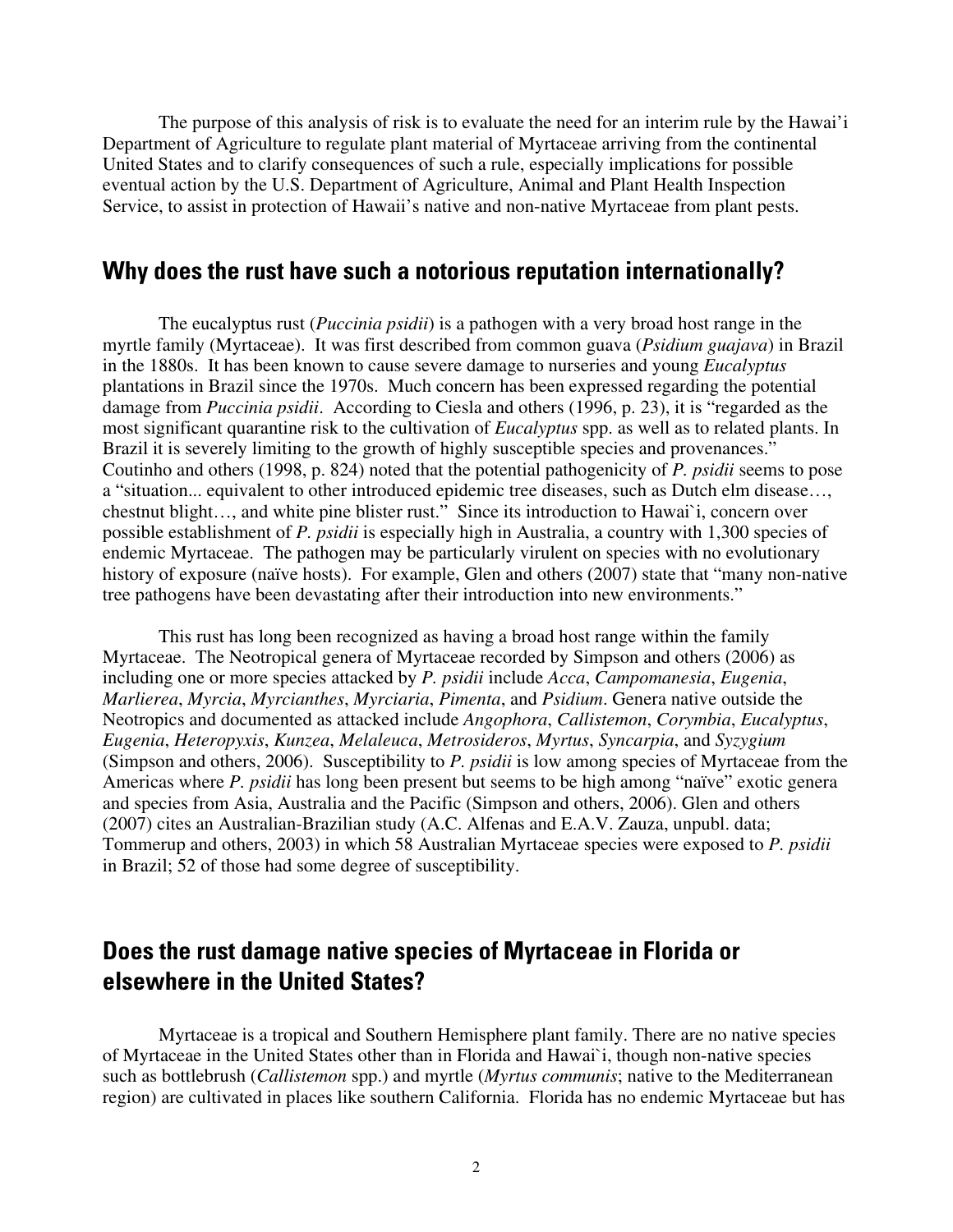The purpose of this analysis of risk is to evaluate the need for an interim rule by the Hawai'i Department of Agriculture to regulate plant material of Myrtaceae arriving from the continental United States and to clarify consequences of such a rule, especially implications for possible eventual action by the U.S. Department of Agriculture, Animal and Plant Health Inspection Service, to assist in protection of Hawaii's native and non-native Myrtaceae from plant pests.

## Why does the rust have such a notorious reputation internationally?

The eucalyptus rust (*Puccinia psidii*) is a pathogen with a very broad host range in the myrtle family (Myrtaceae). It was first described from common guava (*Psidium guajava*) in Brazil in the 1880s. It has been known to cause severe damage to nurseries and young *Eucalyptus* plantations in Brazil since the 1970s. Much concern has been expressed regarding the potential damage from *Puccinia psidii*. According to Ciesla and others (1996, p. 23), it is "regarded as the most significant quarantine risk to the cultivation of *Eucalyptus* spp. as well as to related plants. In Brazil it is severely limiting to the growth of highly susceptible species and provenances." Coutinho and others (1998, p. 824) noted that the potential pathogenicity of *P. psidii* seems to pose a "situation... equivalent to other introduced epidemic tree diseases, such as Dutch elm disease…, chestnut blight…, and white pine blister rust." Since its introduction to Hawai`i, concern over possible establishment of *P. psidii* is especially high in Australia, a country with 1,300 species of endemic Myrtaceae. The pathogen may be particularly virulent on species with no evolutionary history of exposure (naïve hosts). For example, Glen and others (2007) state that "many non-native tree pathogens have been devastating after their introduction into new environments."

This rust has long been recognized as having a broad host range within the family Myrtaceae. The Neotropical genera of Myrtaceae recorded by Simpson and others (2006) as including one or more species attacked by *P. psidii* include *Acca*, *Campomanesia*, *Eugenia*, *Marlierea*, *Myrcia*, *Myrcianthes*, *Myrciaria*, *Pimenta*, and *Psidium*. Genera native outside the Neotropics and documented as attacked include *Angophora*, *Callistemon*, *Corymbia*, *Eucalyptus*, *Eugenia*, *Heteropyxis*, *Kunzea*, *Melaleuca*, *Metrosideros*, *Myrtus*, *Syncarpia*, and *Syzygium* (Simpson and others, 2006). Susceptibility to *P. psidii* is low among species of Myrtaceae from the Americas where *P. psidii* has long been present but seems to be high among "naïve" exotic genera and species from Asia, Australia and the Pacific (Simpson and others, 2006). Glen and others (2007) cites an Australian-Brazilian study (A.C. Alfenas and E.A.V. Zauza, unpubl. data; Tommerup and others, 2003) in which 58 Australian Myrtaceae species were exposed to *P. psidii* in Brazil; 52 of those had some degree of susceptibility.

## Does the rust damage native species of Myrtaceae in Florida or elsewhere in the United States?

Myrtaceae is a tropical and Southern Hemisphere plant family. There are no native species of Myrtaceae in the United States other than in Florida and Hawai`i, though non-native species such as bottlebrush (*Callistemon* spp.) and myrtle (*Myrtus communis*; native to the Mediterranean region) are cultivated in places like southern California. Florida has no endemic Myrtaceae but has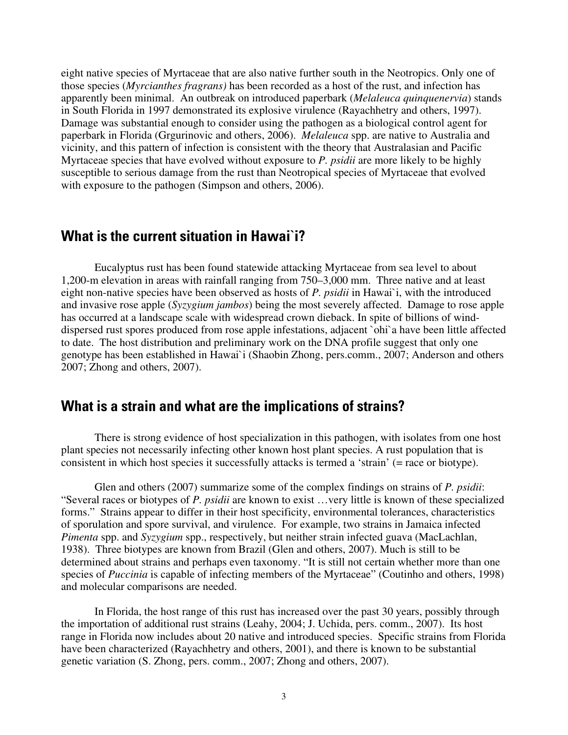eight native species of Myrtaceae that are also native further south in the Neotropics. Only one of those species (*Myrcianthes fragrans)* has been recorded as a host of the rust, and infection has apparently been minimal. An outbreak on introduced paperbark (*Melaleuca quinquenervia*) stands in South Florida in 1997 demonstrated its explosive virulence (Rayachhetry and others, 1997). Damage was substantial enough to consider using the pathogen as a biological control agent for paperbark in Florida (Grgurinovic and others, 2006). *Melaleuca* spp. are native to Australia and vicinity, and this pattern of infection is consistent with the theory that Australasian and Pacific Myrtaceae species that have evolved without exposure to *P. psidii* are more likely to be highly susceptible to serious damage from the rust than Neotropical species of Myrtaceae that evolved with exposure to the pathogen (Simpson and others, 2006).

## What is the current situation in Hawai`i?

Eucalyptus rust has been found statewide attacking Myrtaceae from sea level to about 1,200-m elevation in areas with rainfall ranging from 750–3,000 mm. Three native and at least eight non-native species have been observed as hosts of *P. psidii* in Hawai`i, with the introduced and invasive rose apple (*Syzygium jambos*) being the most severely affected. Damage to rose apple has occurred at a landscape scale with widespread crown dieback. In spite of billions of wind-dispersed rust spores produced from rose apple infestations, adjacent `ohi`a have been little affected to date. The host distribution and preliminary work on the DNA profile suggest that only one genotype has been established in Hawai`i (Shaobin Zhong, pers.comm., 2007; Anderson and others 2007; Zhong and others, 2007).

## What is a strain and what are the implications of strains?

There is strong evidence of host specialization in this pathogen, with isolates from one host plant species not necessarily infecting other known host plant species. A rust population that is consistent in which host species it successfully attacks is termed a 'strain' (= race or biotype).

Glen and others (2007) summarize some of the complex findings on strains of *P. psidii*: "Several races or biotypes of *P. psidii* are known to exist …very little is known of these specialized forms." Strains appear to differ in their host specificity, environmental tolerances, characteristics of sporulation and spore survival, and virulence. For example, two strains in Jamaica infected *Pimenta* spp. and *Syzygium* spp., respectively, but neither strain infected guava (MacLachlan, 1938). Three biotypes are known from Brazil (Glen and others, 2007). Much is still to be determined about strains and perhaps even taxonomy. "It is still not certain whether more than one species of *Puccinia* is capable of infecting members of the Myrtaceae" (Coutinho and others, 1998) and molecular comparisons are needed.

In Florida, the host range of this rust has increased over the past 30 years, possibly through the importation of additional rust strains (Leahy, 2004; J. Uchida, pers. comm., 2007). Its host range in Florida now includes about 20 native and introduced species. Specific strains from Florida have been characterized (Rayachhetry and others, 2001), and there is known to be substantial genetic variation (S. Zhong, pers. comm., 2007; Zhong and others, 2007).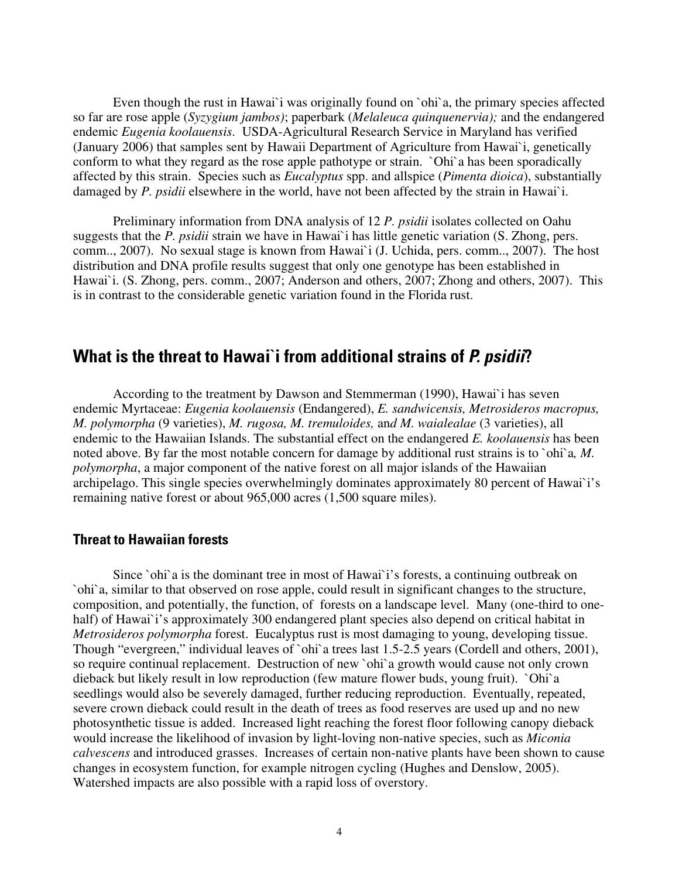Even though the rust in Hawai`i was originally found on `ohi`a, the primary species affected so far are rose apple (*Syzygium jambos)*; paperbark (*Melaleuca quinquenervia);* and the endangered endemic *Eugenia koolauensis*. USDA-Agricultural Research Service in Maryland has verified (January 2006) that samples sent by Hawaii Department of Agriculture from Hawai`i, genetically conform to what they regard as the rose apple pathotype or strain. `Ohi`a has been sporadically affected by this strain. Species such as *Eucalyptus* spp. and allspice (*Pimenta dioica*), substantially damaged by *P. psidii* elsewhere in the world, have not been affected by the strain in Hawai`i.

Preliminary information from DNA analysis of 12 *P. psidii* isolates collected on Oahu suggests that the *P. psidii* strain we have in Hawai`i has little genetic variation (S. Zhong, pers. comm.., 2007). No sexual stage is known from Hawai`i (J. Uchida, pers. comm.., 2007). The host distribution and DNA profile results suggest that only one genotype has been established in Hawai`i. (S. Zhong, pers. comm., 2007; Anderson and others, 2007; Zhong and others, 2007). This is in contrast to the considerable genetic variation found in the Florida rust.

## What is the threat to Hawai`i from additional strains of *P. psidii*?

According to the treatment by Dawson and Stemmerman (1990), Hawai`i has seven endemic Myrtaceae: *Eugenia koolauensis* (Endangered), *E. sandwicensis, Metrosideros macropus, M. polymorpha* (9 varieties), *M. rugosa, M. tremuloides,* and *M. waialealae* (3 varieties), all endemic to the Hawaiian Islands. The substantial effect on the endangered *E. koolauensis* has been noted above. By far the most notable concern for damage by additional rust strains is to `ohi`a*, M. polymorpha*, a major component of the native forest on all major islands of the Hawaiian archipelago. This single species overwhelmingly dominates approximately 80 percent of Hawai`i's remaining native forest or about 965,000 acres (1,500 square miles).

### Threat to Hawaiian forests

Since `ohi`a is the dominant tree in most of Hawai`i's forests, a continuing outbreak on `ohi`a, similar to that observed on rose apple, could result in significant changes to the structure, composition, and potentially, the function, of forests on a landscape level. Many (one-third to one-half) of Hawai`i's approximately 300 endangered plant species also depend on critical habitat in *Metrosideros polymorpha* forest. Eucalyptus rust is most damaging to young, developing tissue. Though "evergreen," individual leaves of `ohi`a trees last 1.5-2.5 years (Cordell and others, 2001), so require continual replacement. Destruction of new `ohi`a growth would cause not only crown dieback but likely result in low reproduction (few mature flower buds, young fruit). `Ohi`a seedlings would also be severely damaged, further reducing reproduction. Eventually, repeated, severe crown dieback could result in the death of trees as food reserves are used up and no new photosynthetic tissue is added. Increased light reaching the forest floor following canopy dieback would increase the likelihood of invasion by light-loving non-native species, such as *Miconia calvescens* and introduced grasses. Increases of certain non-native plants have been shown to cause changes in ecosystem function, for example nitrogen cycling (Hughes and Denslow, 2005). Watershed impacts are also possible with a rapid loss of overstory.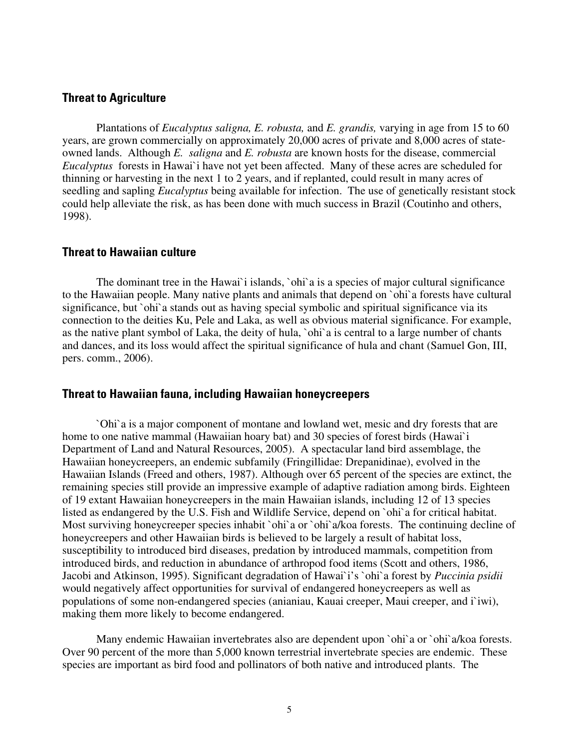## Threat to Agriculture

Plantations of *Eucalyptus saligna, E. robusta,* and *E. grandis,* varying in age from 15 to 60 years, are grown commercially on approximately 20,000 acres of private and 8,000 acres of state-owned lands. Although *E. saligna* and *E. robusta* are known hosts for the disease, commercial *Eucalyptus* forests in Hawai`i have not yet been affected. Many of these acres are scheduled for thinning or harvesting in the next 1 to 2 years, and if replanted, could result in many acres of seedling and sapling *Eucalyptus* being available for infection. The use of genetically resistant stock could help alleviate the risk, as has been done with much success in Brazil (Coutinho and others, 1998).

## Threat to Hawaiian culture

The dominant tree in the Hawai`i islands, `ohi`a is a species of major cultural significance to the Hawaiian people. Many native plants and animals that depend on `ohi`a forests have cultural significance, but `ohi`a stands out as having special symbolic and spiritual significance via its connection to the deities Ku, Pele and Laka, as well as obvious material significance. For example, as the native plant symbol of Laka, the deity of hula, `ohi`a is central to a large number of chants and dances, and its loss would affect the spiritual significance of hula and chant (Samuel Gon, III, pers. comm., 2006).

## Threat to Hawaiian fauna, including Hawaiian honeycreepers

`Ohi`a is a major component of montane and lowland wet, mesic and dry forests that are home to one native mammal (Hawaiian hoary bat) and 30 species of forest birds (Hawai`i Department of Land and Natural Resources, 2005). A spectacular land bird assemblage, the Hawaiian honeycreepers, an endemic subfamily (Fringillidae: Drepanidinae), evolved in the Hawaiian Islands (Freed and others, 1987). Although over 65 percent of the species are extinct, the remaining species still provide an impressive example of adaptive radiation among birds. Eighteen of 19 extant Hawaiian honeycreepers in the main Hawaiian islands, including 12 of 13 species listed as endangered by the U.S. Fish and Wildlife Service, depend on `ohi`a for critical habitat. Most surviving honeycreeper species inhabit `ohi`a or `ohi`a/koa forests. The continuing decline of honeycreepers and other Hawaiian birds is believed to be largely a result of habitat loss, susceptibility to introduced bird diseases, predation by introduced mammals, competition from introduced birds, and reduction in abundance of arthropod food items (Scott and others, 1986, Jacobi and Atkinson, 1995). Significant degradation of Hawai`i's `ohi`a forest by *Puccinia psidii* would negatively affect opportunities for survival of endangered honeycreepers as well as populations of some non-endangered species (anianiau, Kauai creeper, Maui creeper, and i`iwi), making them more likely to become endangered.

Many endemic Hawaiian invertebrates also are dependent upon `ohi`a or `ohi`a/koa forests. Over 90 percent of the more than 5,000 known terrestrial invertebrate species are endemic. These species are important as bird food and pollinators of both native and introduced plants. The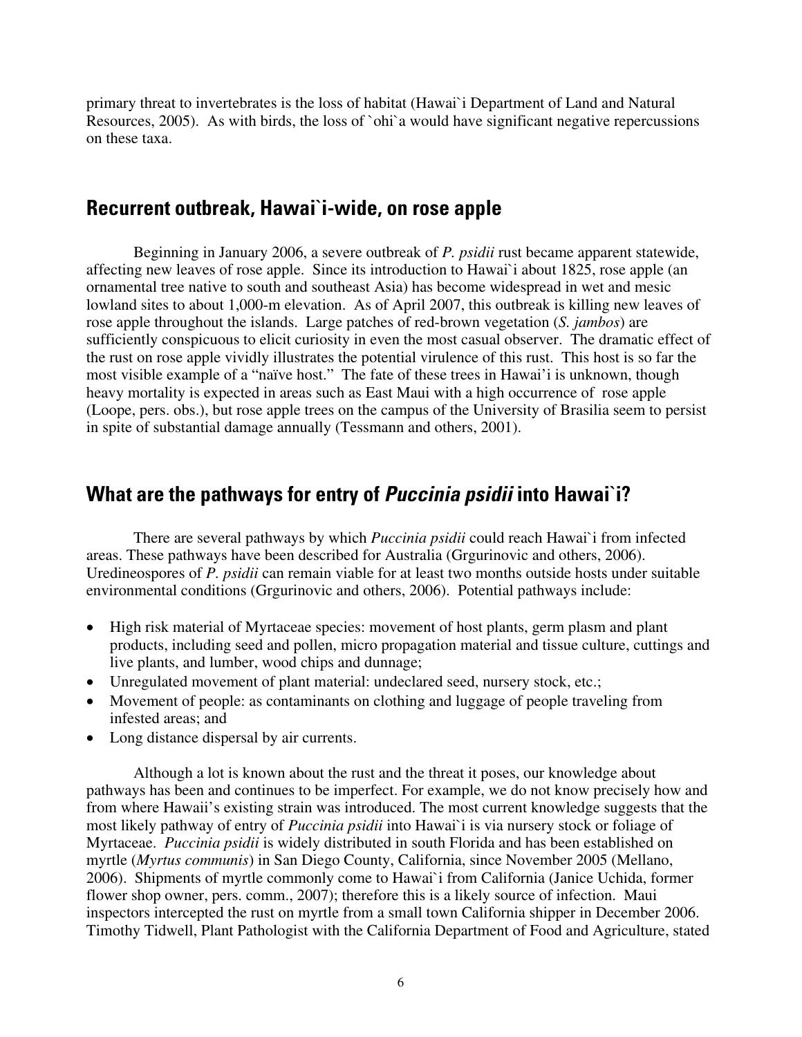primary threat to invertebrates is the loss of habitat (Hawai`i Department of Land and Natural Resources, 2005). As with birds, the loss of `ohi`a would have significant negative repercussions on these taxa.

## Recurrent outbreak, Hawai`i-wide, on rose apple

Beginning in January 2006, a severe outbreak of *P. psidii* rust became apparent statewide, affecting new leaves of rose apple. Since its introduction to Hawai`i about 1825, rose apple (an ornamental tree native to south and southeast Asia) has become widespread in wet and mesic lowland sites to about 1,000-m elevation. As of April 2007, this outbreak is killing new leaves of rose apple throughout the islands. Large patches of red-brown vegetation (*S. jambos*) are sufficiently conspicuous to elicit curiosity in even the most casual observer. The dramatic effect of the rust on rose apple vividly illustrates the potential virulence of this rust. This host is so far the most visible example of a "naïve host." The fate of these trees in Hawai'i is unknown, though heavy mortality is expected in areas such as East Maui with a high occurrence of rose apple (Loope, pers. obs.), but rose apple trees on the campus of the University of Brasilia seem to persist in spite of substantial damage annually (Tessmann and others, 2001).

## What are the pathways for entry of *Puccinia psidii* into Hawai`i?

There are several pathways by which *Puccinia psidii* could reach Hawai`i from infected areas. These pathways have been described for Australia (Grgurinovic and others, 2006). Uredineospores of *P. psidii* can remain viable for at least two months outside hosts under suitable environmental conditions (Grgurinovic and others, 2006). Potential pathways include:

- High risk material of Myrtaceae species: movement of host plants, germ plasm and plant products, including seed and pollen, micro propagation material and tissue culture, cuttings and live plants, and lumber, wood chips and dunnage;
- Unregulated movement of plant material: undeclared seed, nursery stock, etc.;
- Movement of people: as contaminants on clothing and luggage of people traveling from infested areas; and
- Long distance dispersal by air currents.

Although a lot is known about the rust and the threat it poses, our knowledge about pathways has been and continues to be imperfect. For example, we do not know precisely how and from where Hawaii's existing strain was introduced. The most current knowledge suggests that the most likely pathway of entry of *Puccinia psidii* into Hawai`i is via nursery stock or foliage of Myrtaceae. *Puccinia psidii* is widely distributed in south Florida and has been established on myrtle (*Myrtus communis*) in San Diego County, California, since November 2005 (Mellano, 2006). Shipments of myrtle commonly come to Hawai`i from California (Janice Uchida, former flower shop owner, pers. comm., 2007); therefore this is a likely source of infection. Maui inspectors intercepted the rust on myrtle from a small town California shipper in December 2006. Timothy Tidwell, Plant Pathologist with the California Department of Food and Agriculture, stated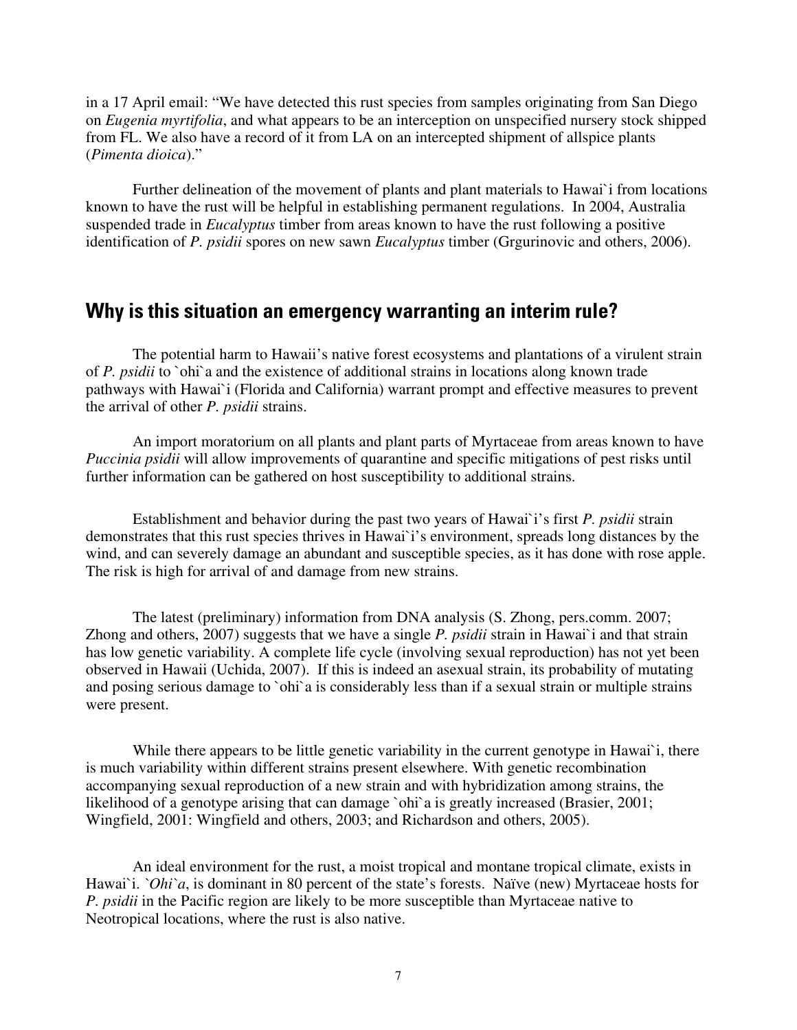in a 17 April email: "We have detected this rust species from samples originating from San Diego on *Eugenia myrtifolia*, and what appears to be an interception on unspecified nursery stock shipped from FL. We also have a record of it from LA on an intercepted shipment of allspice plants (*Pimenta dioica*)."

Further delineation of the movement of plants and plant materials to Hawai`i from locations known to have the rust will be helpful in establishing permanent regulations. In 2004, Australia suspended trade in *Eucalyptus* timber from areas known to have the rust following a positive identification of *P. psidii* spores on new sawn *Eucalyptus* timber (Grgurinovic and others, 2006).

## Why is this situation an emergency warranting an interim rule?

The potential harm to Hawaii's native forest ecosystems and plantations of a virulent strain of *P. psidii* to `ohi`a and the existence of additional strains in locations along known trade pathways with Hawai`i (Florida and California) warrant prompt and effective measures to prevent the arrival of other *P. psidii* strains.

An import moratorium on all plants and plant parts of Myrtaceae from areas known to have *Puccinia psidii* will allow improvements of quarantine and specific mitigations of pest risks until further information can be gathered on host susceptibility to additional strains.

Establishment and behavior during the past two years of Hawai`i's first *P. psidii* strain demonstrates that this rust species thrives in Hawai`i's environment, spreads long distances by the wind, and can severely damage an abundant and susceptible species, as it has done with rose apple. The risk is high for arrival of and damage from new strains.

The latest (preliminary) information from DNA analysis (S. Zhong, pers.comm. 2007; Zhong and others, 2007) suggests that we have a single *P. psidii* strain in Hawai`i and that strain has low genetic variability. A complete life cycle (involving sexual reproduction) has not yet been observed in Hawaii (Uchida, 2007). If this is indeed an asexual strain, its probability of mutating and posing serious damage to `ohi`a is considerably less than if a sexual strain or multiple strains were present.

While there appears to be little genetic variability in the current genotype in Hawai`i, there is much variability within different strains present elsewhere. With genetic recombination accompanying sexual reproduction of a new strain and with hybridization among strains, the likelihood of a genotype arising that can damage `ohi`a is greatly increased (Brasier, 2001; Wingfield, 2001: Wingfield and others, 2003; and Richardson and others, 2005).

An ideal environment for the rust, a moist tropical and montane tropical climate, exists in Hawai`i. *`Ohi`a*, is dominant in 80 percent of the state's forests. Naïve (new) Myrtaceae hosts for *P. psidii* in the Pacific region are likely to be more susceptible than Myrtaceae native to Neotropical locations, where the rust is also native.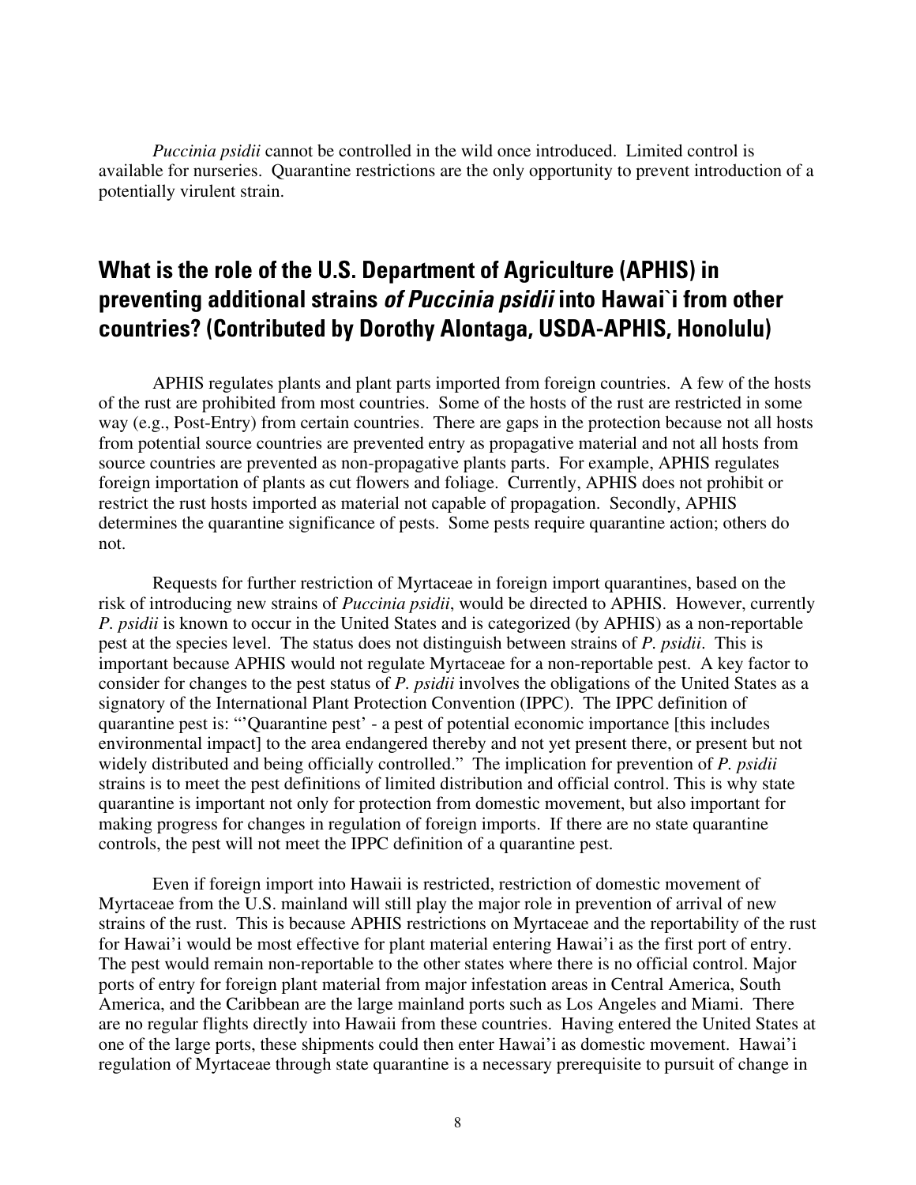*Puccinia psidii* cannot be controlled in the wild once introduced. Limited control is available for nurseries. Quarantine restrictions are the only opportunity to prevent introduction of a potentially virulent strain.

## What is the role of the U.S. Department of Agriculture (APHIS) in preventing additional strains *of Puccinia psidii* into Hawai`i from other countries? (Contributed by Dorothy Alontaga, USDA-APHIS, Honolulu)

APHIS regulates plants and plant parts imported from foreign countries. A few of the hosts of the rust are prohibited from most countries. Some of the hosts of the rust are restricted in some way (e.g., Post-Entry) from certain countries. There are gaps in the protection because not all hosts from potential source countries are prevented entry as propagative material and not all hosts from source countries are prevented as non-propagative plants parts. For example, APHIS regulates foreign importation of plants as cut flowers and foliage. Currently, APHIS does not prohibit or restrict the rust hosts imported as material not capable of propagation. Secondly, APHIS determines the quarantine significance of pests. Some pests require quarantine action; others do not.

Requests for further restriction of Myrtaceae in foreign import quarantines, based on the risk of introducing new strains of *Puccinia psidii*, would be directed to APHIS. However, currently *P. psidii* is known to occur in the United States and is categorized (by APHIS) as a non-reportable pest at the species level. The status does not distinguish between strains of *P. psidii*. This is important because APHIS would not regulate Myrtaceae for a non-reportable pest. A key factor to consider for changes to the pest status of *P. psidii* involves the obligations of the United States as a signatory of the International Plant Protection Convention (IPPC). The IPPC definition of quarantine pest is: "'Quarantine pest' - a pest of potential economic importance [this includes environmental impact] to the area endangered thereby and not yet present there, or present but not widely distributed and being officially controlled." The implication for prevention of *P. psidii* strains is to meet the pest definitions of limited distribution and official control. This is why state quarantine is important not only for protection from domestic movement, but also important for making progress for changes in regulation of foreign imports. If there are no state quarantine controls, the pest will not meet the IPPC definition of a quarantine pest.

Even if foreign import into Hawaii is restricted, restriction of domestic movement of Myrtaceae from the U.S. mainland will still play the major role in prevention of arrival of new strains of the rust. This is because APHIS restrictions on Myrtaceae and the reportability of the rust for Hawai'i would be most effective for plant material entering Hawai'i as the first port of entry. The pest would remain non-reportable to the other states where there is no official control. Major ports of entry for foreign plant material from major infestation areas in Central America, South America, and the Caribbean are the large mainland ports such as Los Angeles and Miami. There are no regular flights directly into Hawaii from these countries. Having entered the United States at one of the large ports, these shipments could then enter Hawai'i as domestic movement. Hawai'i regulation of Myrtaceae through state quarantine is a necessary prerequisite to pursuit of change in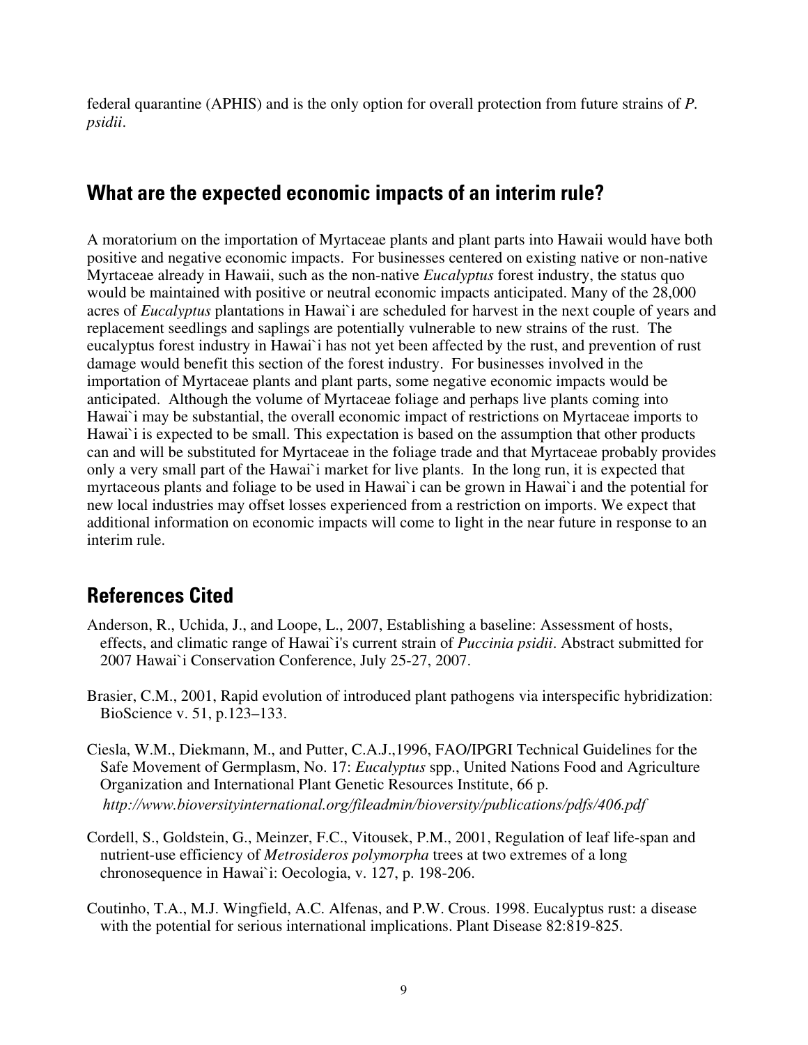federal quarantine (APHIS) and is the only option for overall protection from future strains of *P. psidii*.

## What are the expected economic impacts of an interim rule?

A moratorium on the importation of Myrtaceae plants and plant parts into Hawaii would have both positive and negative economic impacts. For businesses centered on existing native or non-native Myrtaceae already in Hawaii, such as the non-native *Eucalyptus* forest industry, the status quo would be maintained with positive or neutral economic impacts anticipated. Many of the 28,000 acres of *Eucalyptus* plantations in Hawai`i are scheduled for harvest in the next couple of years and replacement seedlings and saplings are potentially vulnerable to new strains of the rust. The eucalyptus forest industry in Hawai`i has not yet been affected by the rust, and prevention of rust damage would benefit this section of the forest industry. For businesses involved in the importation of Myrtaceae plants and plant parts, some negative economic impacts would be anticipated. Although the volume of Myrtaceae foliage and perhaps live plants coming into Hawai`i may be substantial, the overall economic impact of restrictions on Myrtaceae imports to Hawai`i is expected to be small. This expectation is based on the assumption that other products can and will be substituted for Myrtaceae in the foliage trade and that Myrtaceae probably provides only a very small part of the Hawai`i market for live plants. In the long run, it is expected that myrtaceous plants and foliage to be used in Hawai`i can be grown in Hawai`i and the potential for new local industries may offset losses experienced from a restriction on imports. We expect that additional information on economic impacts will come to light in the near future in response to an interim rule.

## References Cited

Anderson, R., Uchida, J., and Loope, L., 2007, Establishing a baseline: Assessment of hosts, effects, and climatic range of Hawai`i's current strain of *Puccinia psidii*. Abstract submitted for 2007 Hawai`i Conservation Conference, July 25-27, 2007.

Brasier, C.M., 2001, Rapid evolution of introduced plant pathogens via interspecific hybridization: BioScience v. 51, p.123–133.

Ciesla, W.M., Diekmann, M., and Putter, C.A.J.,1996, FAO/IPGRI Technical Guidelines for the Safe Movement of Germplasm, No. 17: *Eucalyptus* spp., United Nations Food and Agriculture Organization and International Plant Genetic Resources Institute, 66 p. *http://www.bioversityinternational.org/fileadmin/bioversity/publications/pdfs/406.pdf*

Cordell, S., Goldstein, G., Meinzer, F.C., Vitousek, P.M., 2001, Regulation of leaf life-span and nutrient-use efficiency of *Metrosideros polymorpha* trees at two extremes of a long chronosequence in Hawai`i: Oecologia, v. 127, p. 198-206.

Coutinho, T.A., M.J. Wingfield, A.C. Alfenas, and P.W. Crous. 1998. Eucalyptus rust: a disease with the potential for serious international implications. Plant Disease 82:819-825.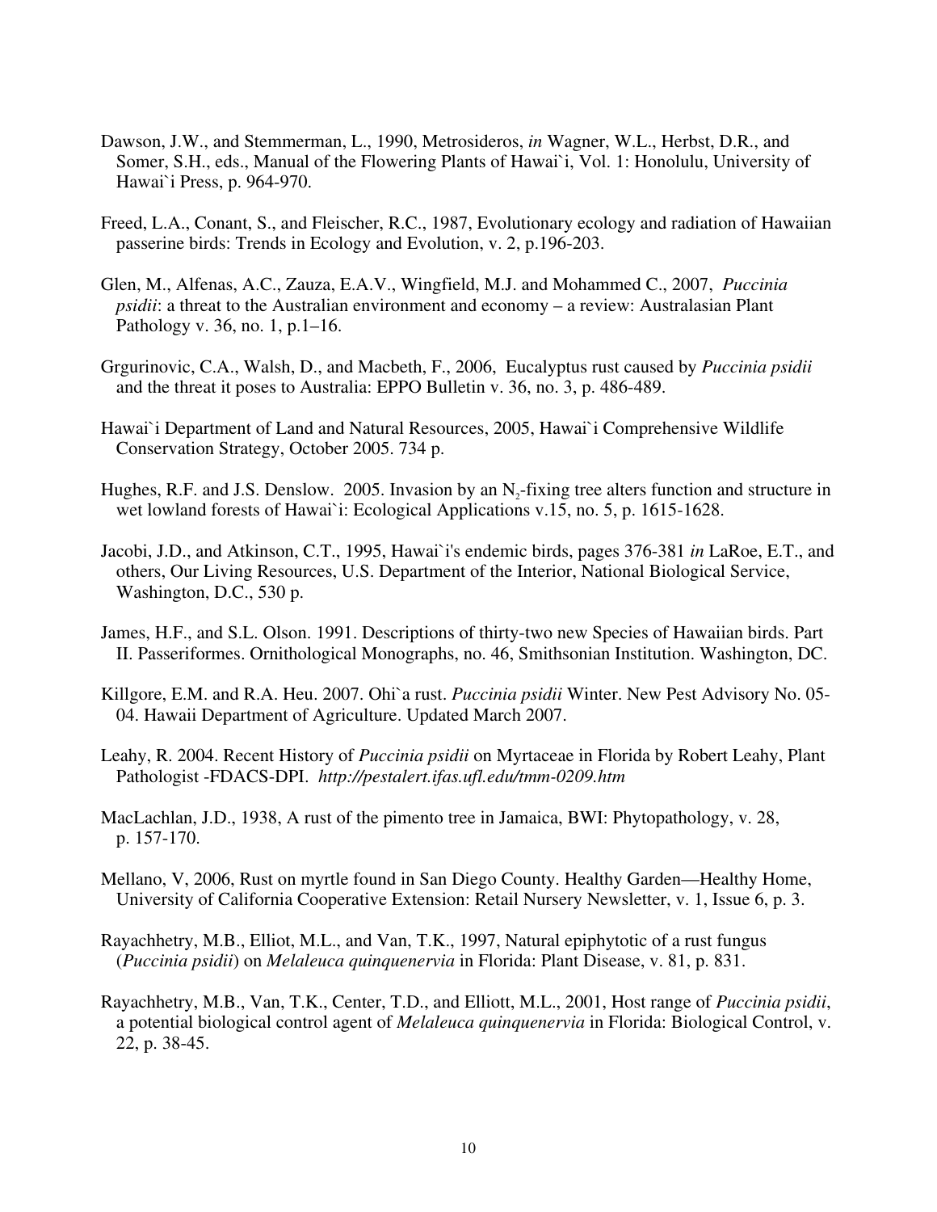Dawson, J.W., and Stemmerman, L., 1990, Metrosideros, *in* Wagner, W.L., Herbst, D.R., and Somer, S.H., eds., Manual of the Flowering Plants of Hawai`i, Vol. 1: Honolulu, University of Hawai`i Press, p. 964-970.

Freed, L.A., Conant, S., and Fleischer, R.C., 1987, Evolutionary ecology and radiation of Hawaiian passerine birds: Trends in Ecology and Evolution, v. 2, p.196-203.

Glen, M., Alfenas, A.C., Zauza, E.A.V., Wingfield, M.J. and Mohammed C., 2007, *Puccinia psidii*: a threat to the Australian environment and economy – a review: Australasian Plant Pathology v. 36, no. 1, p.1–16.

Grgurinovic, C.A., Walsh, D., and Macbeth, F., 2006, Eucalyptus rust caused by *Puccinia psidii* and the threat it poses to Australia: EPPO Bulletin v. 36, no. 3, p. 486-489.

Hawai`i Department of Land and Natural Resources, 2005, Hawai`i Comprehensive Wildlife Conservation Strategy, October 2005. 734 p.

Hughes, R.F. and J.S. Denslow. 2005. Invasion by an $N_2$-fixing tree alters function and structure in wet lowland forests of Hawai`i: Ecological Applications v.15, no. 5, p. 1615-1628.

Jacobi, J.D., and Atkinson, C.T., 1995, Hawai`i's endemic birds, pages 376-381 *in* LaRoe, E.T., and others, Our Living Resources, U.S. Department of the Interior, National Biological Service, Washington, D.C., 530 p.

James, H.F., and S.L. Olson. 1991. Descriptions of thirty-two new Species of Hawaiian birds. Part II. Passeriformes. Ornithological Monographs, no. 46, Smithsonian Institution. Washington, DC.

Killgore, E.M. and R.A. Heu. 2007. Ohi`a rust. *Puccinia psidii* Winter. New Pest Advisory No. 05-04. Hawaii Department of Agriculture. Updated March 2007.

Leahy, R. 2004. Recent History of *Puccinia psidii* on Myrtaceae in Florida by Robert Leahy, Plant Pathologist -FDACS-DPI. *http://pestalert.ifas.ufl.edu/tmm-0209.htm*

MacLachlan, J.D., 1938, A rust of the pimento tree in Jamaica, BWI: Phytopathology, v. 28, p. 157-170.

Mellano, V, 2006, Rust on myrtle found in San Diego County. Healthy Garden—Healthy Home, University of California Cooperative Extension: Retail Nursery Newsletter, v. 1, Issue 6, p. 3.

Rayachhetry, M.B., Elliot, M.L., and Van, T.K., 1997, Natural epiphytotic of a rust fungus (*Puccinia psidii*) on *Melaleuca quinquenervia* in Florida: Plant Disease, v. 81, p. 831.

Rayachhetry, M.B., Van, T.K., Center, T.D., and Elliott, M.L., 2001, Host range of *Puccinia psidii*, a potential biological control agent of *Melaleuca quinquenervia* in Florida: Biological Control, v. 22, p. 38-45.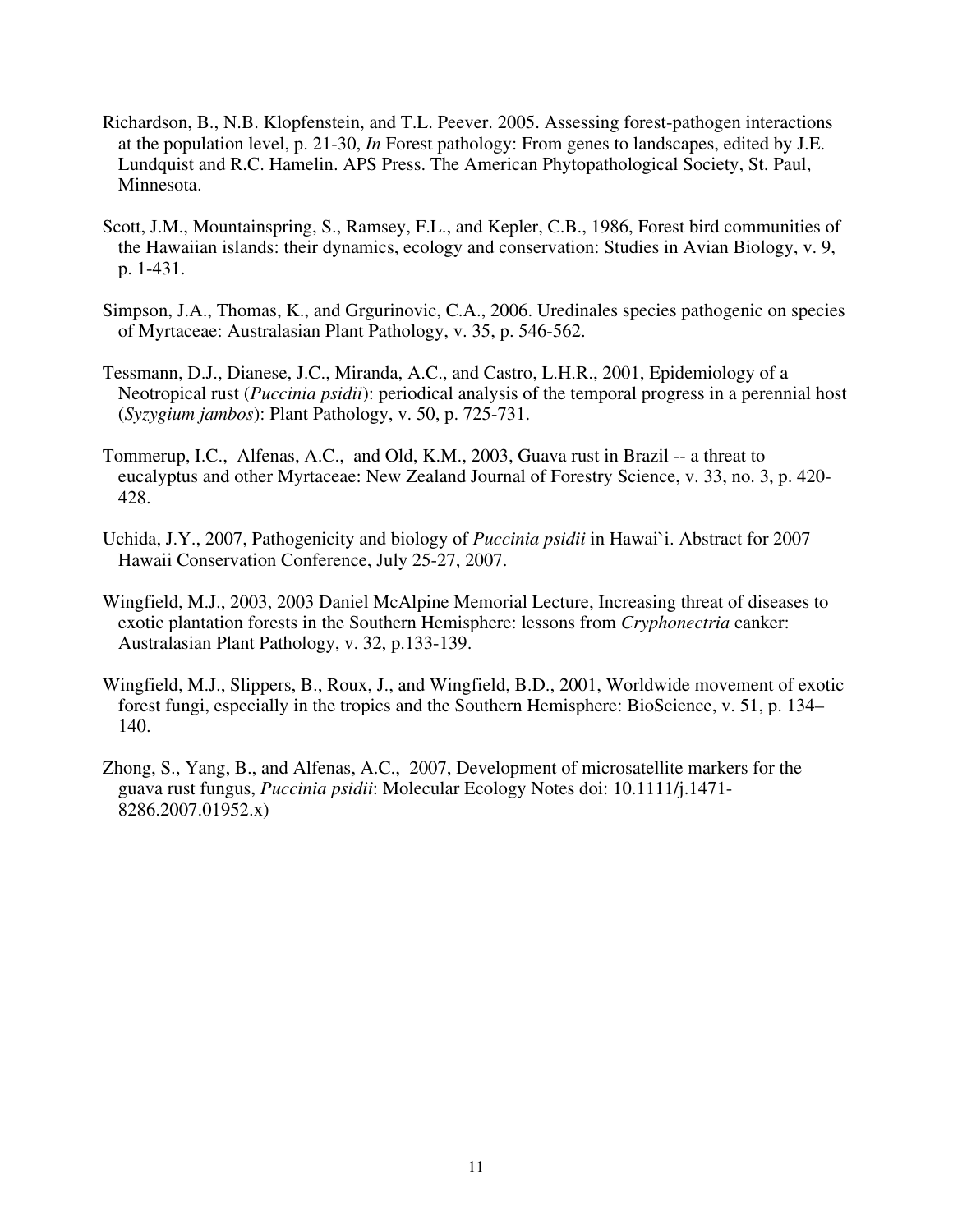Richardson, B., N.B. Klopfenstein, and T.L. Peever. 2005. Assessing forest-pathogen interactions at the population level, p. 21-30, *In* Forest pathology: From genes to landscapes, edited by J.E. Lundquist and R.C. Hamelin. APS Press. The American Phytopathological Society, St. Paul, Minnesota.

Scott, J.M., Mountainspring, S., Ramsey, F.L., and Kepler, C.B., 1986, Forest bird communities of the Hawaiian islands: their dynamics, ecology and conservation: Studies in Avian Biology, v. 9, p. 1-431.

Simpson, J.A., Thomas, K., and Grgurinovic, C.A., 2006. Uredinales species pathogenic on species of Myrtaceae: Australasian Plant Pathology, v. 35, p. 546-562.

Tessmann, D.J., Dianese, J.C., Miranda, A.C., and Castro, L.H.R., 2001, Epidemiology of a Neotropical rust (*Puccinia psidii*): periodical analysis of the temporal progress in a perennial host (*Syzygium jambos*): Plant Pathology, v. 50, p. 725-731.

Tommerup, I.C., Alfenas, A.C., and Old, K.M., 2003, Guava rust in Brazil -- a threat to eucalyptus and other Myrtaceae: New Zealand Journal of Forestry Science, v. 33, no. 3, p. 420-428.

Uchida, J.Y., 2007, Pathogenicity and biology of *Puccinia psidii* in Hawai`i. Abstract for 2007 Hawaii Conservation Conference, July 25-27, 2007.

Wingfield, M.J., 2003, 2003 Daniel McAlpine Memorial Lecture, Increasing threat of diseases to exotic plantation forests in the Southern Hemisphere: lessons from *Cryphonectria* canker: Australasian Plant Pathology, v. 32, p.133-139.

Wingfield, M.J., Slippers, B., Roux, J., and Wingfield, B.D., 2001, Worldwide movement of exotic forest fungi, especially in the tropics and the Southern Hemisphere: BioScience, v. 51, p. 134–140.

Zhong, S., Yang, B., and Alfenas, A.C., 2007, Development of microsatellite markers for the guava rust fungus, *Puccinia psidii*: Molecular Ecology Notes doi: 10.1111/j.1471-8286.2007.01952.x)